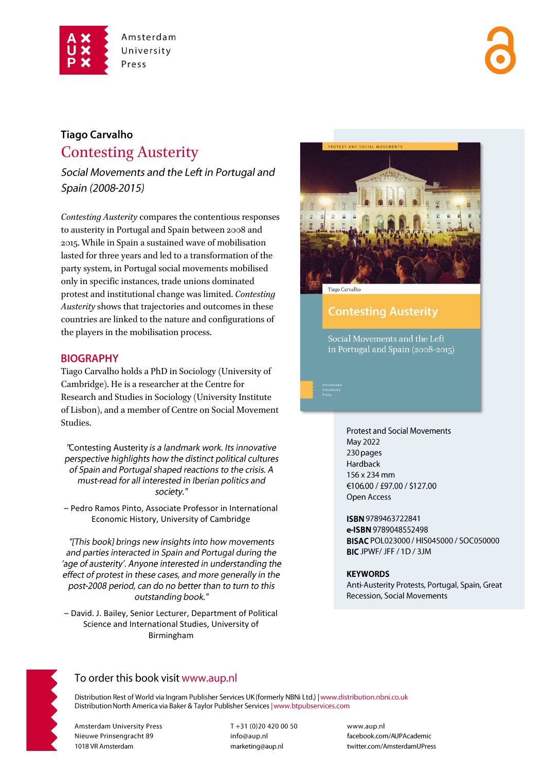Amsterdam University Press

**Tiago Carvalho**

# Contesting Austerity

*Social Movements and the Left in Portugal and Spain (2008-2015)*

*Contesting Austerity* compares the contentious responses to austerity in Portugal and Spain between 2008 and 2015. While in Spain a sustained wave of mobilisation lasted for three years and led to a transformation of the party system, in Portugal social movements mobilised only in specific instances, trade unions dominated protest and institutional change was limited. *Contesting Austerity* shows that trajectories and outcomes in these countries are linked to the nature and configurations of the players in the mobilisation process.

## BIOGRAPHY

Tiago Carvalho holds a PhD in Sociology (University of Cambridge). He is a researcher at the Centre for Research and Studies in Sociology (University Institute of Lisbon), and a member of Centre on Social Movement Studies.

*"Contesting Austerity is a landmark work. Its innovative perspective highlights how the distinct political cultures of Spain and Portugal shaped reactions to the crisis. A must-read for all interested in Iberian politics and society."*

– Pedro Ramos Pinto, Associate Professor in International Economic History, University of Cambridge

*"[This book] brings new insights into how movements and parties interacted in Spain and Portugal during the 'age of austerity'. Anyone interested in understanding the effect of protest in these cases, and more generally in the post-2008 period, can do no better than to turn to this outstanding book."*

– David. J. Bailey, Senior Lecturer, Department of Political Science and International Studies, University of Birmingham

Protest and Social Movements
May 2022
230 pages
Hardback
156 x 234 mm
€106.00 / £97.00 / $127.00
Open Access

**ISBN** 9789463722841
**e-ISBN** 9789048552498
**BISAC** POL023000 / HIS045000 / SOC050000
**BIC** JPWF/ JFF / 1D / 3JM

**KEYWORDS**
Anti-Austerity Protests, Portugal, Spain, Great Recession, Social Movements

To order this book visit www.aup.nl

Distribution Rest of World via Ingram Publisher Services UK (formerly NBNi Ltd.) | www.distribution.nbni.co.uk
Distribution North America via Baker & Taylor Publisher Services | www.btpubservices.com

Amsterdam University Press
Nieuwe Prinsengracht 89
1018 VR Amsterdam

T +31 (0)20 420 00 50
info@aup.nl
marketing@aup.nl

www.aup.nl
facebook.com/AUPAcademic
twitter.com/AmsterdamUPress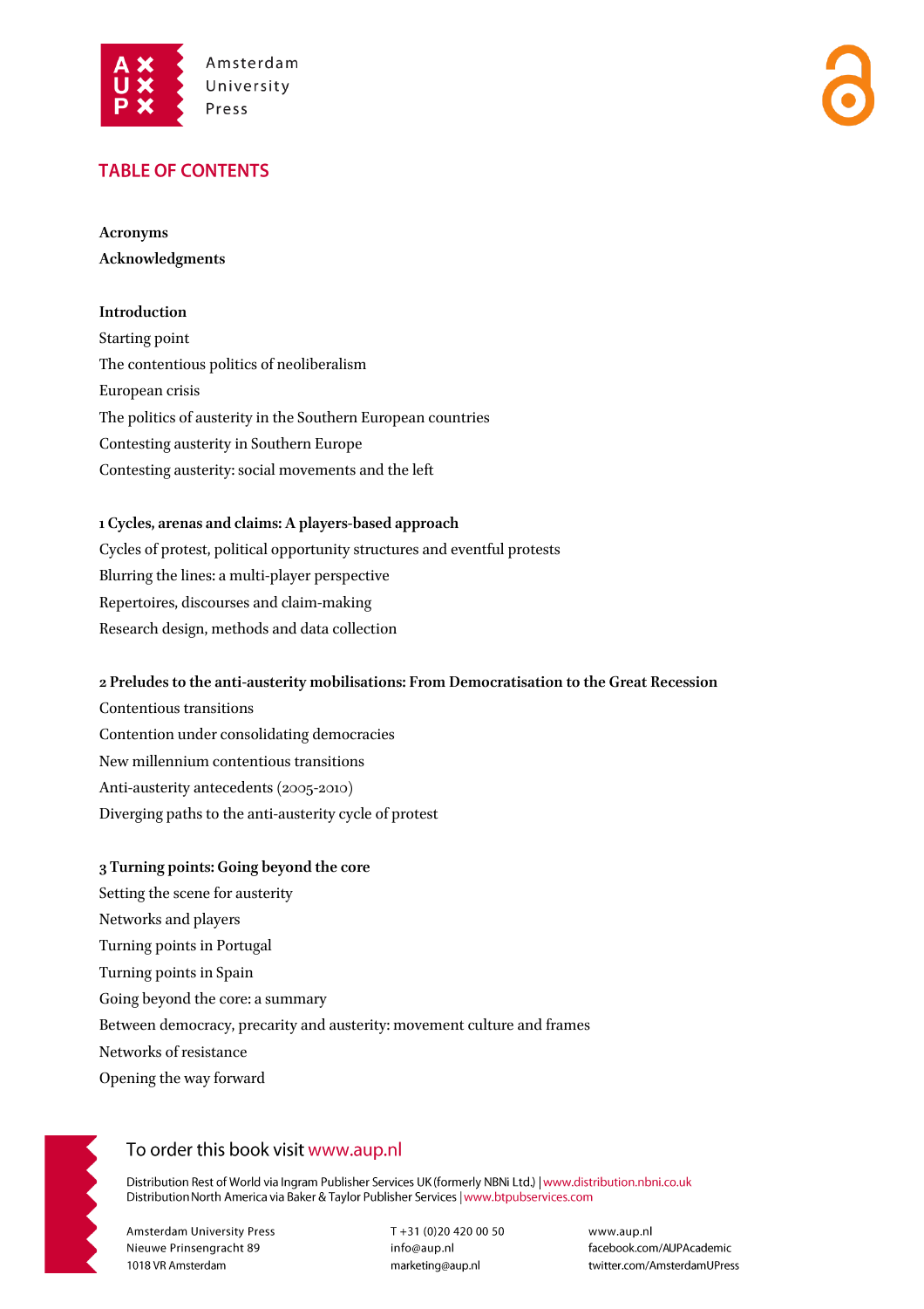## TABLE OF CONTENTS

**Acronyms**

**Acknowledgments**

**Introduction**

Starting point

The contentious politics of neoliberalism

European crisis

The politics of austerity in the Southern European countries

Contesting austerity in Southern Europe

Contesting austerity: social movements and the left

**1 Cycles, arenas and claims: A players-based approach**

Cycles of protest, political opportunity structures and eventful protests

Blurring the lines: a multi-player perspective

Repertoires, discourses and claim-making

Research design, methods and data collection

**2 Preludes to the anti-austerity mobilisations: From Democratisation to the Great Recession**

Contentious transitions

Contention under consolidating democracies

New millennium contentious transitions

Anti-austerity antecedents (2005-2010)

Diverging paths to the anti-austerity cycle of protest

**3 Turning points: Going beyond the core**

Setting the scene for austerity

Networks and players

Turning points in Portugal

Turning points in Spain

Going beyond the core: a summary

Between democracy, precarity and austerity: movement culture and frames

Networks of resistance

Opening the way forward

To order this book visit www.aup.nl

Distribution Rest of World via Ingram Publisher Services UK (formerly NBNi Ltd.) | www.distribution.nbni.co.uk
Distribution North America via Baker & Taylor Publisher Services | www.btpubservices.com

Amsterdam University Press
Nieuwe Prinsengracht 89
1018 VR Amsterdam

T +31 (0)20 420 00 50
info@aup.nl
marketing@aup.nl

www.aup.nl
facebook.com/AUPAcademic
twitter.com/AmsterdamUPress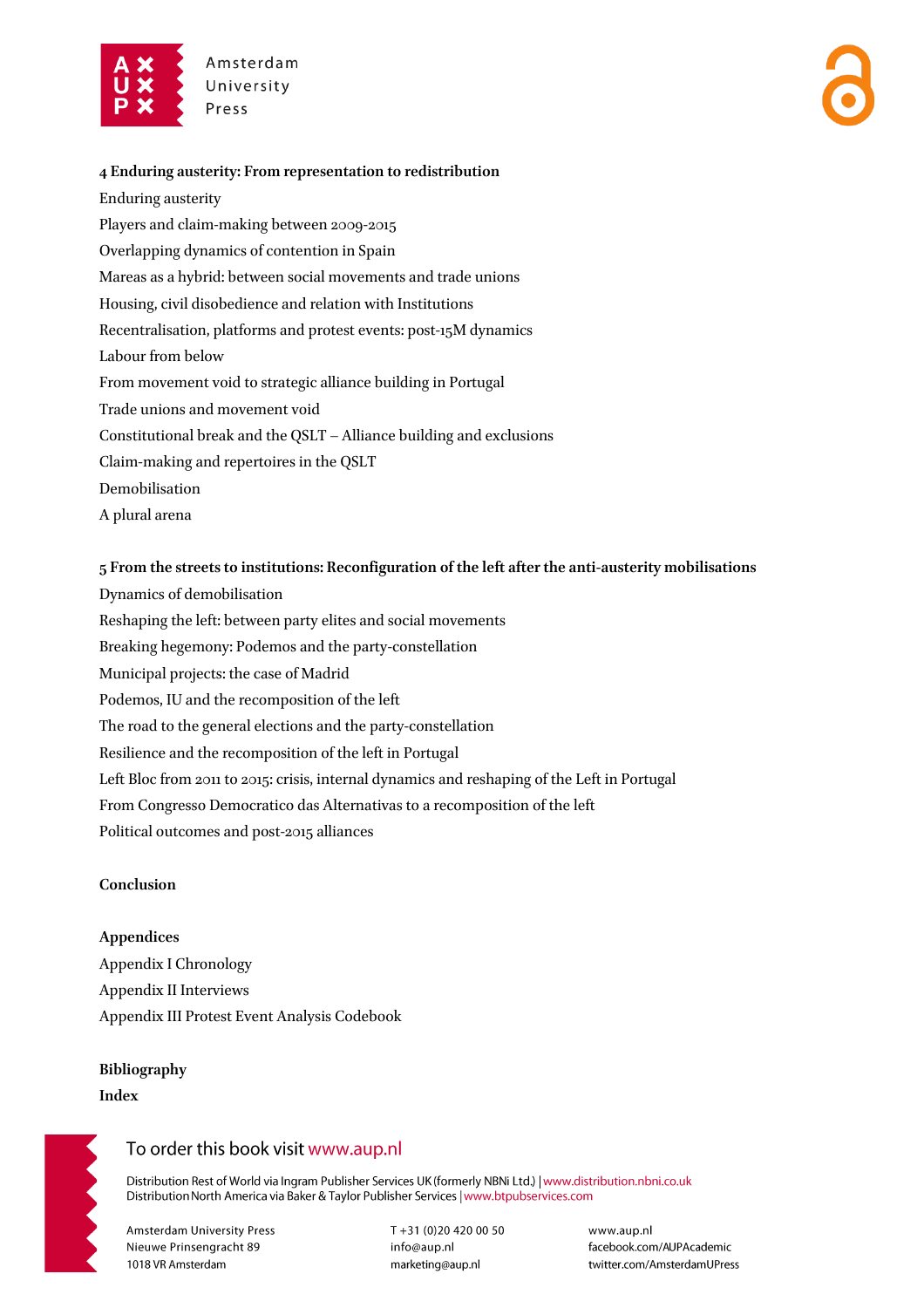**4 Enduring austerity: From representation to redistribution**

Enduring austerity

Players and claim-making between 2009-2015

Overlapping dynamics of contention in Spain

Mareas as a hybrid: between social movements and trade unions

Housing, civil disobedience and relation with Institutions

Recentralisation, platforms and protest events: post-15M dynamics

Labour from below

From movement void to strategic alliance building in Portugal

Trade unions and movement void

Constitutional break and the QSLT – Alliance building and exclusions

Claim-making and repertoires in the QSLT

Demobilisation

A plural arena

**5 From the streets to institutions: Reconfiguration of the left after the anti-austerity mobilisations**

Dynamics of demobilisation

Reshaping the left: between party elites and social movements

Breaking hegemony: Podemos and the party-constellation

Municipal projects: the case of Madrid

Podemos, IU and the recomposition of the left

The road to the general elections and the party-constellation

Resilience and the recomposition of the left in Portugal

Left Bloc from 2011 to 2015: crisis, internal dynamics and reshaping of the Left in Portugal

From Congresso Democratico das Alternativas to a recomposition of the left

Political outcomes and post-2015 alliances

**Conclusion**

**Appendices**

Appendix I Chronology

Appendix II Interviews

Appendix III Protest Event Analysis Codebook

**Bibliography**

**Index**

To order this book visit www.aup.nl

Distribution Rest of World via Ingram Publisher Services UK (formerly NBNi Ltd.) | www.distribution.nbni.co.uk
Distribution North America via Baker & Taylor Publisher Services | www.btpubservices.com

Amsterdam University Press
Nieuwe Prinsengracht 89
1018 VR Amsterdam

T +31 (0)20 420 00 50
info@aup.nl
marketing@aup.nl

www.aup.nl
facebook.com/AUPAcademic
twitter.com/AmsterdamUPress